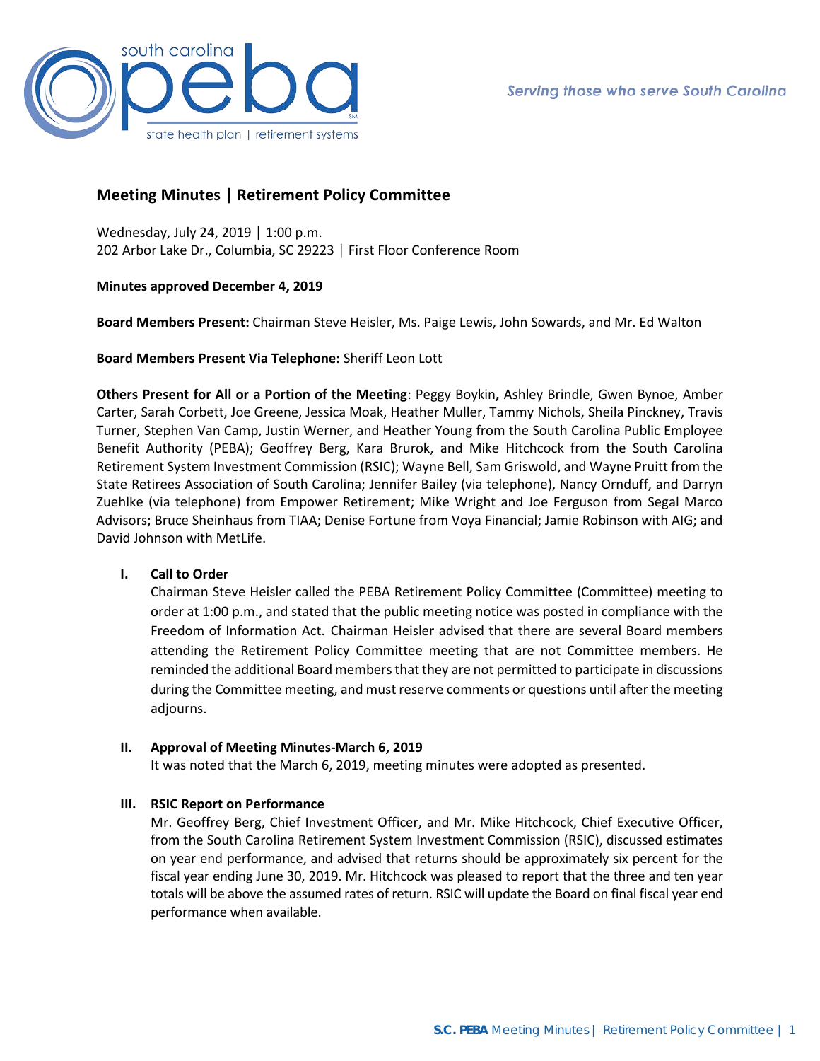Serving those who serve South Carolina

# Meeting Minutes | Retirement Policy Committee

Wednesday, July 24, 2019 │ 1:00 p.m.
202 Arbor Lake Dr., Columbia, SC 29223 │ First Floor Conference Room

**Minutes approved December 4, 2019**

**Board Members Present:** Chairman Steve Heisler, Ms. Paige Lewis, John Sowards, and Mr. Ed Walton

**Board Members Present Via Telephone:** Sheriff Leon Lott

**Others Present for All or a Portion of the Meeting**: Peggy Boykin**,** Ashley Brindle, Gwen Bynoe, Amber Carter, Sarah Corbett, Joe Greene, Jessica Moak, Heather Muller, Tammy Nichols, Sheila Pinckney, Travis Turner, Stephen Van Camp, Justin Werner, and Heather Young from the South Carolina Public Employee Benefit Authority (PEBA); Geoffrey Berg, Kara Brurok, and Mike Hitchcock from the South Carolina Retirement System Investment Commission (RSIC); Wayne Bell, Sam Griswold, and Wayne Pruitt from the State Retirees Association of South Carolina; Jennifer Bailey (via telephone), Nancy Ornduff, and Darryn Zuehlke (via telephone) from Empower Retirement; Mike Wright and Joe Ferguson from Segal Marco Advisors; Bruce Sheinhaus from TIAA; Denise Fortune from Voya Financial; Jamie Robinson with AIG; and David Johnson with MetLife.

## I. Call to Order

Chairman Steve Heisler called the PEBA Retirement Policy Committee (Committee) meeting to order at 1:00 p.m., and stated that the public meeting notice was posted in compliance with the Freedom of Information Act. Chairman Heisler advised that there are several Board members attending the Retirement Policy Committee meeting that are not Committee members. He reminded the additional Board members that they are not permitted to participate in discussions during the Committee meeting, and must reserve comments or questions until after the meeting adjourns.

## II. Approval of Meeting Minutes-March 6, 2019

It was noted that the March 6, 2019, meeting minutes were adopted as presented.

## III. RSIC Report on Performance

Mr. Geoffrey Berg, Chief Investment Officer, and Mr. Mike Hitchcock, Chief Executive Officer, from the South Carolina Retirement System Investment Commission (RSIC), discussed estimates on year end performance, and advised that returns should be approximately six percent for the fiscal year ending June 30, 2019. Mr. Hitchcock was pleased to report that the three and ten year totals will be above the assumed rates of return. RSIC will update the Board on final fiscal year end performance when available.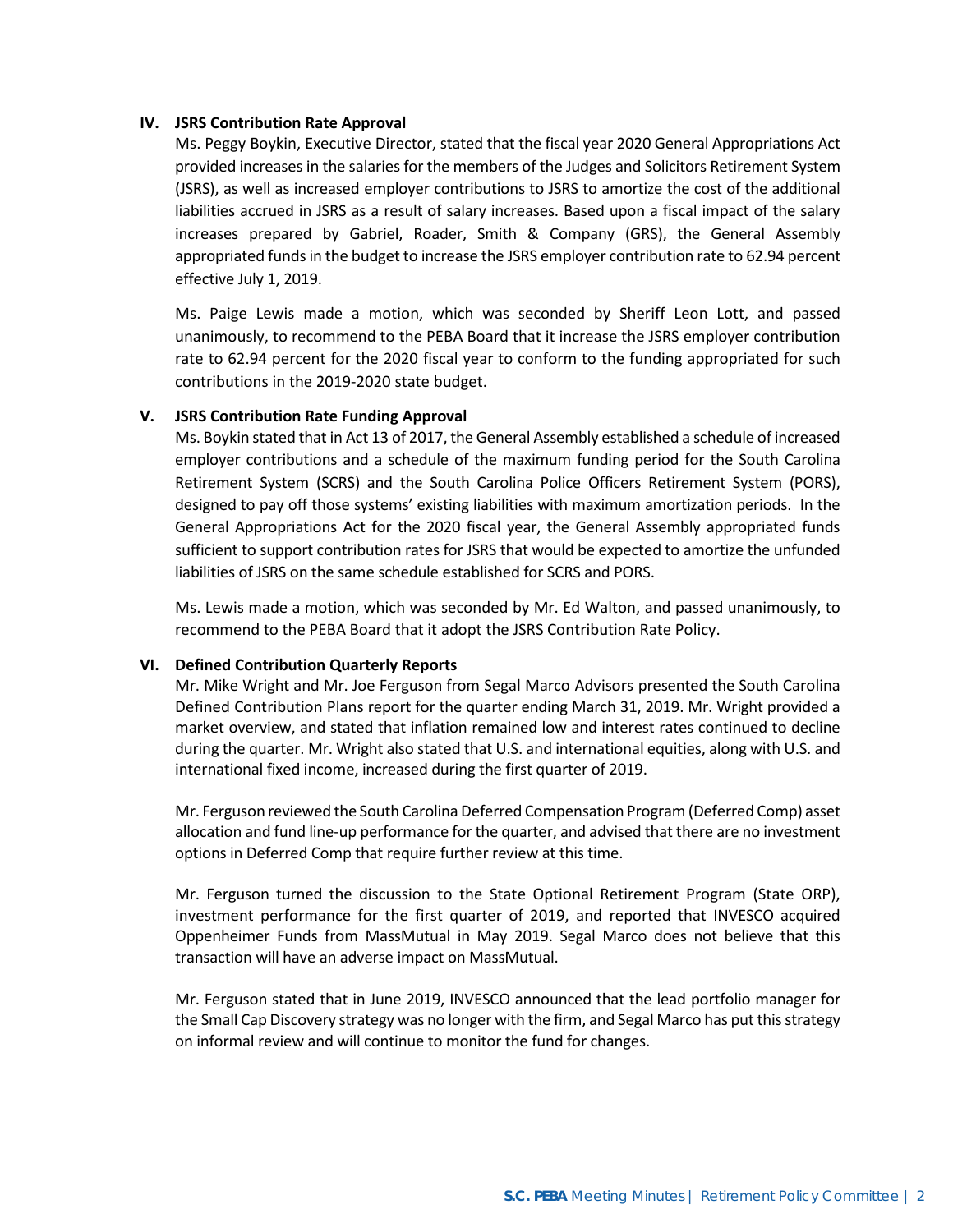## IV. JSRS Contribution Rate Approval

Ms. Peggy Boykin, Executive Director, stated that the fiscal year 2020 General Appropriations Act provided increases in the salaries for the members of the Judges and Solicitors Retirement System (JSRS), as well as increased employer contributions to JSRS to amortize the cost of the additional liabilities accrued in JSRS as a result of salary increases. Based upon a fiscal impact of the salary increases prepared by Gabriel, Roader, Smith & Company (GRS), the General Assembly appropriated funds in the budget to increase the JSRS employer contribution rate to 62.94 percent effective July 1, 2019.

Ms. Paige Lewis made a motion, which was seconded by Sheriff Leon Lott, and passed unanimously, to recommend to the PEBA Board that it increase the JSRS employer contribution rate to 62.94 percent for the 2020 fiscal year to conform to the funding appropriated for such contributions in the 2019-2020 state budget.

## V. JSRS Contribution Rate Funding Approval

Ms. Boykin stated that in Act 13 of 2017, the General Assembly established a schedule of increased employer contributions and a schedule of the maximum funding period for the South Carolina Retirement System (SCRS) and the South Carolina Police Officers Retirement System (PORS), designed to pay off those systems' existing liabilities with maximum amortization periods. In the General Appropriations Act for the 2020 fiscal year, the General Assembly appropriated funds sufficient to support contribution rates for JSRS that would be expected to amortize the unfunded liabilities of JSRS on the same schedule established for SCRS and PORS.

Ms. Lewis made a motion, which was seconded by Mr. Ed Walton, and passed unanimously, to recommend to the PEBA Board that it adopt the JSRS Contribution Rate Policy.

## VI. Defined Contribution Quarterly Reports

Mr. Mike Wright and Mr. Joe Ferguson from Segal Marco Advisors presented the South Carolina Defined Contribution Plans report for the quarter ending March 31, 2019. Mr. Wright provided a market overview, and stated that inflation remained low and interest rates continued to decline during the quarter. Mr. Wright also stated that U.S. and international equities, along with U.S. and international fixed income, increased during the first quarter of 2019.

Mr. Ferguson reviewed the South Carolina Deferred Compensation Program (Deferred Comp) asset allocation and fund line-up performance for the quarter, and advised that there are no investment options in Deferred Comp that require further review at this time.

Mr. Ferguson turned the discussion to the State Optional Retirement Program (State ORP), investment performance for the first quarter of 2019, and reported that INVESCO acquired Oppenheimer Funds from MassMutual in May 2019. Segal Marco does not believe that this transaction will have an adverse impact on MassMutual.

Mr. Ferguson stated that in June 2019, INVESCO announced that the lead portfolio manager for the Small Cap Discovery strategy was no longer with the firm, and Segal Marco has put this strategy on informal review and will continue to monitor the fund for changes.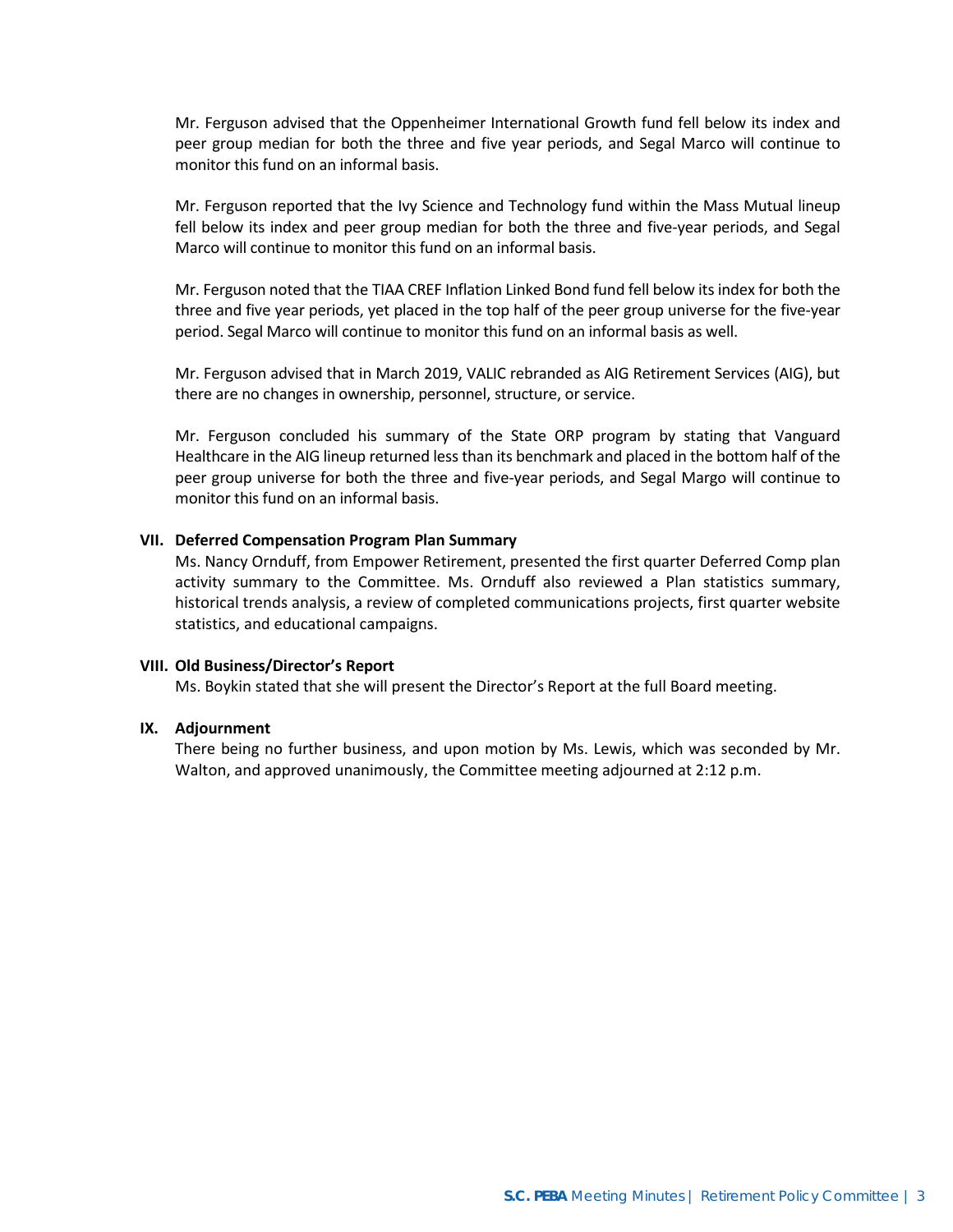Mr. Ferguson advised that the Oppenheimer International Growth fund fell below its index and peer group median for both the three and five year periods, and Segal Marco will continue to monitor this fund on an informal basis.

Mr. Ferguson reported that the Ivy Science and Technology fund within the Mass Mutual lineup fell below its index and peer group median for both the three and five-year periods, and Segal Marco will continue to monitor this fund on an informal basis.

Mr. Ferguson noted that the TIAA CREF Inflation Linked Bond fund fell below its index for both the three and five year periods, yet placed in the top half of the peer group universe for the five-year period. Segal Marco will continue to monitor this fund on an informal basis as well.

Mr. Ferguson advised that in March 2019, VALIC rebranded as AIG Retirement Services (AIG), but there are no changes in ownership, personnel, structure, or service.

Mr. Ferguson concluded his summary of the State ORP program by stating that Vanguard Healthcare in the AIG lineup returned less than its benchmark and placed in the bottom half of the peer group universe for both the three and five-year periods, and Segal Margo will continue to monitor this fund on an informal basis.

## VII. Deferred Compensation Program Plan Summary

Ms. Nancy Ornduff, from Empower Retirement, presented the first quarter Deferred Comp plan activity summary to the Committee. Ms. Ornduff also reviewed a Plan statistics summary, historical trends analysis, a review of completed communications projects, first quarter website statistics, and educational campaigns.

## VIII. Old Business/Director's Report

Ms. Boykin stated that she will present the Director's Report at the full Board meeting.

## IX. Adjournment

There being no further business, and upon motion by Ms. Lewis, which was seconded by Mr. Walton, and approved unanimously, the Committee meeting adjourned at 2:12 p.m.